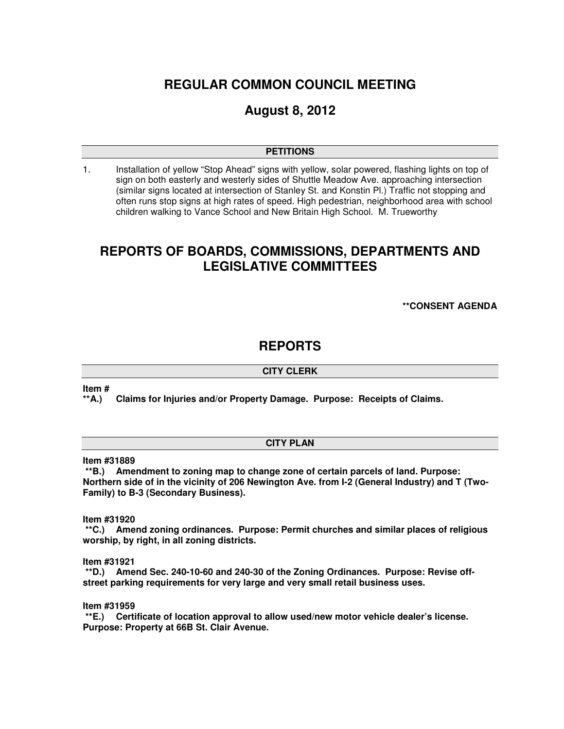# REGULAR COMMON COUNCIL MEETING

## August 8, 2012

### PETITIONS

1. Installation of yellow "Stop Ahead" signs with yellow, solar powered, flashing lights on top of sign on both easterly and westerly sides of Shuttle Meadow Ave. approaching intersection (similar signs located at intersection of Stanley St. and Konstin Pl.) Traffic not stopping and often runs stop signs at high rates of speed. High pedestrian, neighborhood area with school children walking to Vance School and New Britain High School. M. Trueworthy

# REPORTS OF BOARDS, COMMISSIONS, DEPARTMENTS AND LEGISLATIVE COMMITTEES

**\*\*CONSENT AGENDA**

# REPORTS

### CITY CLERK

**Item #**
**\*\*A.) Claims for Injuries and/or Property Damage. Purpose: Receipts of Claims.**

### CITY PLAN

**Item #31889**
**\*\*B.) Amendment to zoning map to change zone of certain parcels of land. Purpose: Northern side of in the vicinity of 206 Newington Ave. from I-2 (General Industry) and T (Two-Family) to B-3 (Secondary Business).**

**Item #31920**
**\*\*C.) Amend zoning ordinances. Purpose: Permit churches and similar places of religious worship, by right, in all zoning districts.**

**Item #31921**
**\*\*D.) Amend Sec. 240-10-60 and 240-30 of the Zoning Ordinances. Purpose: Revise off-street parking requirements for very large and very small retail business uses.**

**Item #31959**
**\*\*E.) Certificate of location approval to allow used/new motor vehicle dealer's license. Purpose: Property at 66B St. Clair Avenue.**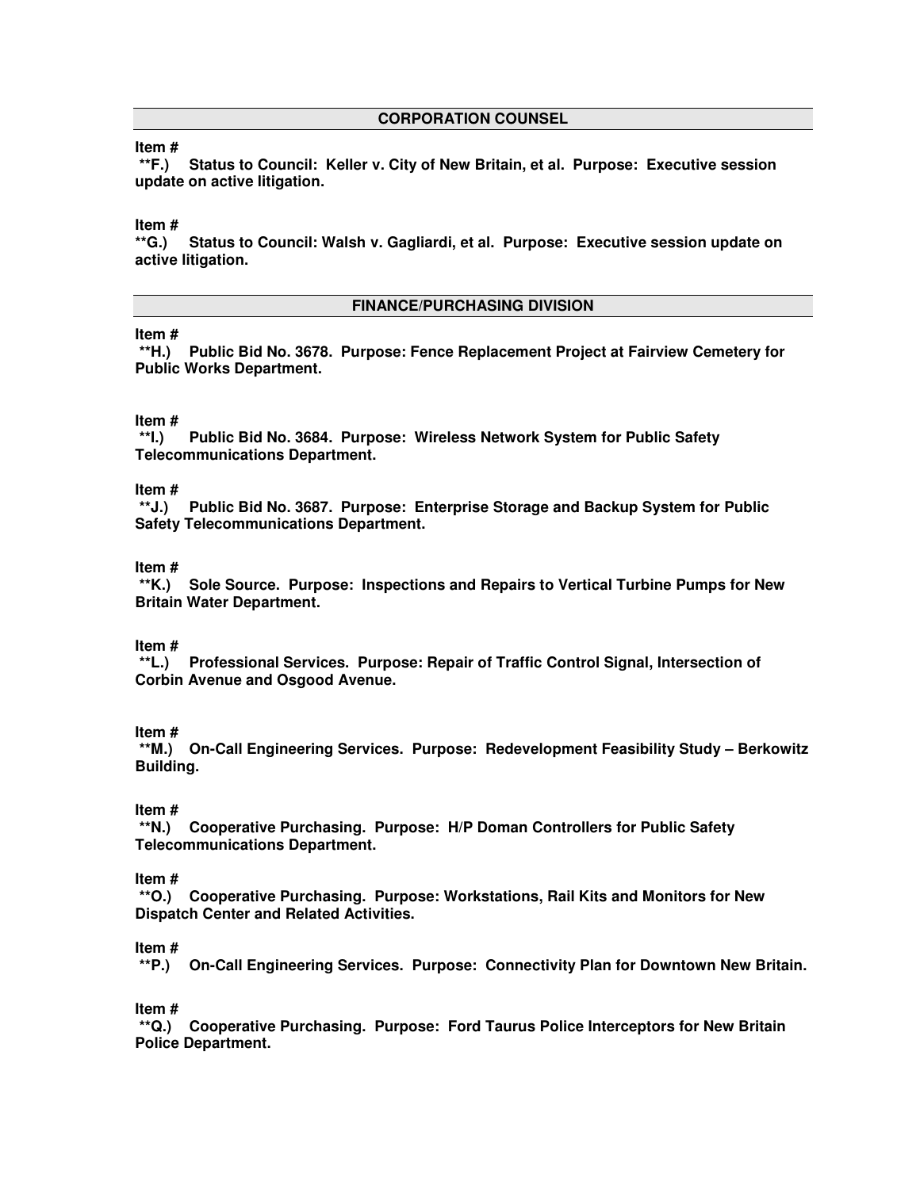## CORPORATION COUNSEL

**Item #**
**\*\*F.) Status to Council: Keller v. City of New Britain, et al. Purpose: Executive session update on active litigation.**

**Item #**
**\*\*G.) Status to Council: Walsh v. Gagliardi, et al. Purpose: Executive session update on active litigation.**

## FINANCE/PURCHASING DIVISION

**Item #**
**\*\*H.) Public Bid No. 3678. Purpose: Fence Replacement Project at Fairview Cemetery for Public Works Department.**

**Item #**
**\*\*I.) Public Bid No. 3684. Purpose: Wireless Network System for Public Safety Telecommunications Department.**

**Item #**
**\*\*J.) Public Bid No. 3687. Purpose: Enterprise Storage and Backup System for Public Safety Telecommunications Department.**

**Item #**
**\*\*K.) Sole Source. Purpose: Inspections and Repairs to Vertical Turbine Pumps for New Britain Water Department.**

**Item #**
**\*\*L.) Professional Services. Purpose: Repair of Traffic Control Signal, Intersection of Corbin Avenue and Osgood Avenue.**

**Item #**
**\*\*M.) On-Call Engineering Services. Purpose: Redevelopment Feasibility Study – Berkowitz Building.**

**Item #**
**\*\*N.) Cooperative Purchasing. Purpose: H/P Doman Controllers for Public Safety Telecommunications Department.**

**Item #**
**\*\*O.) Cooperative Purchasing. Purpose: Workstations, Rail Kits and Monitors for New Dispatch Center and Related Activities.**

**Item #**
**\*\*P.) On-Call Engineering Services. Purpose: Connectivity Plan for Downtown New Britain.**

**Item #**
**\*\*Q.) Cooperative Purchasing. Purpose: Ford Taurus Police Interceptors for New Britain Police Department.**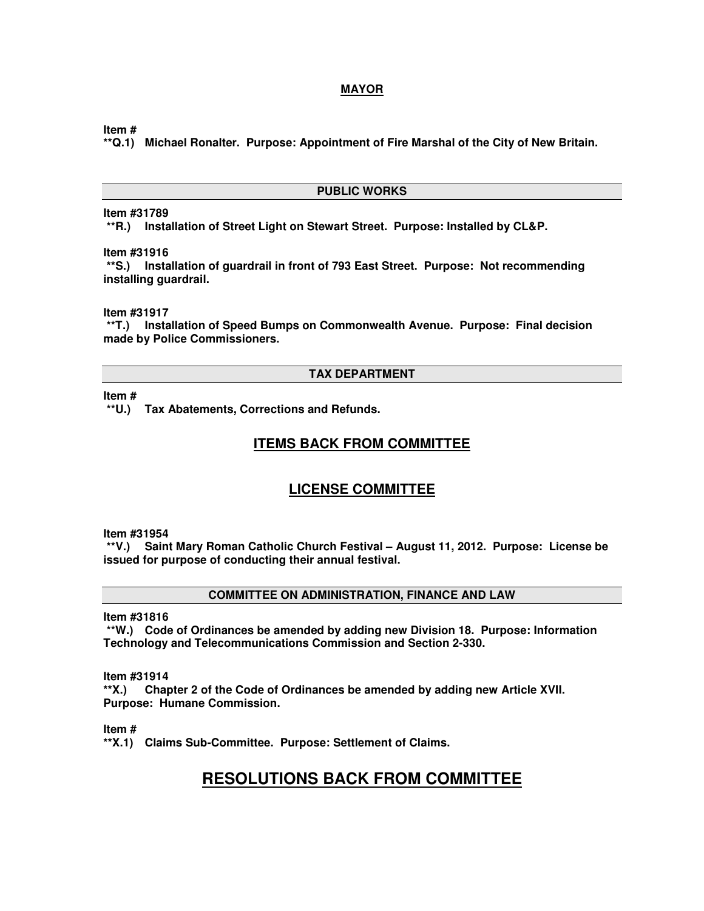## MAYOR

**Item #**
**\*\*Q.1) Michael Ronalter. Purpose: Appointment of Fire Marshal of the City of New Britain.**

## PUBLIC WORKS

**Item #31789**
**\*\*R.) Installation of Street Light on Stewart Street. Purpose: Installed by CL&P.**

**Item #31916**
**\*\*S.) Installation of guardrail in front of 793 East Street. Purpose: Not recommending installing guardrail.**

**Item #31917**
**\*\*T.) Installation of Speed Bumps on Commonwealth Avenue. Purpose: Final decision made by Police Commissioners.**

## TAX DEPARTMENT

**Item #**
**\*\*U.) Tax Abatements, Corrections and Refunds.**

# ITEMS BACK FROM COMMITTEE

# LICENSE COMMITTEE

**Item #31954**
**\*\*V.) Saint Mary Roman Catholic Church Festival – August 11, 2012. Purpose: License be issued for purpose of conducting their annual festival.**

## COMMITTEE ON ADMINISTRATION, FINANCE AND LAW

**Item #31816**
**\*\*W.) Code of Ordinances be amended by adding new Division 18. Purpose: Information Technology and Telecommunications Commission and Section 2-330.**

**Item #31914**
**\*\*X.) Chapter 2 of the Code of Ordinances be amended by adding new Article XVII. Purpose: Humane Commission.**

**Item #**
**\*\*X.1) Claims Sub-Committee. Purpose: Settlement of Claims.**

# RESOLUTIONS BACK FROM COMMITTEE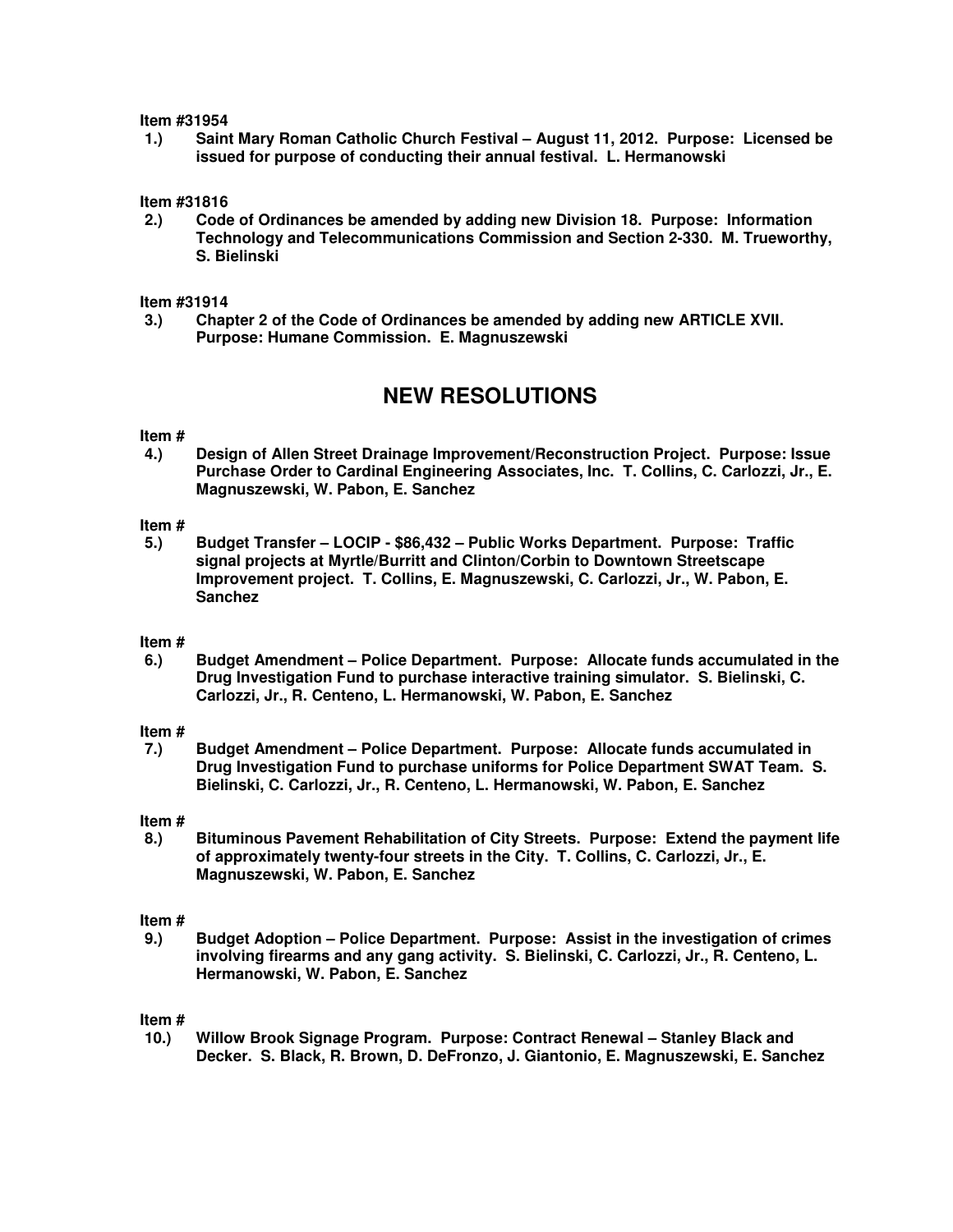**Item #31954**

**1.) Saint Mary Roman Catholic Church Festival – August 11, 2012. Purpose: Licensed be issued for purpose of conducting their annual festival. L. Hermanowski**

**Item #31816**

**2.) Code of Ordinances be amended by adding new Division 18. Purpose: Information Technology and Telecommunications Commission and Section 2-330. M. Trueworthy, S. Bielinski**

**Item #31914**

**3.) Chapter 2 of the Code of Ordinances be amended by adding new ARTICLE XVII. Purpose: Humane Commission. E. Magnuszewski**

## NEW RESOLUTIONS

**Item #**

**4.) Design of Allen Street Drainage Improvement/Reconstruction Project. Purpose: Issue Purchase Order to Cardinal Engineering Associates, Inc. T. Collins, C. Carlozzi, Jr., E. Magnuszewski, W. Pabon, E. Sanchez**

**Item #**

**5.) Budget Transfer – LOCIP - $86,432 – Public Works Department. Purpose: Traffic signal projects at Myrtle/Burritt and Clinton/Corbin to Downtown Streetscape Improvement project. T. Collins, E. Magnuszewski, C. Carlozzi, Jr., W. Pabon, E. Sanchez**

**Item #**

**6.) Budget Amendment – Police Department. Purpose: Allocate funds accumulated in the Drug Investigation Fund to purchase interactive training simulator. S. Bielinski, C. Carlozzi, Jr., R. Centeno, L. Hermanowski, W. Pabon, E. Sanchez**

**Item #**

**7.) Budget Amendment – Police Department. Purpose: Allocate funds accumulated in Drug Investigation Fund to purchase uniforms for Police Department SWAT Team. S. Bielinski, C. Carlozzi, Jr., R. Centeno, L. Hermanowski, W. Pabon, E. Sanchez**

**Item #**

**8.) Bituminous Pavement Rehabilitation of City Streets. Purpose: Extend the payment life of approximately twenty-four streets in the City. T. Collins, C. Carlozzi, Jr., E. Magnuszewski, W. Pabon, E. Sanchez**

**Item #**

**9.) Budget Adoption – Police Department. Purpose: Assist in the investigation of crimes involving firearms and any gang activity. S. Bielinski, C. Carlozzi, Jr., R. Centeno, L. Hermanowski, W. Pabon, E. Sanchez**

**Item #**

**10.) Willow Brook Signage Program. Purpose: Contract Renewal – Stanley Black and Decker. S. Black, R. Brown, D. DeFronzo, J. Giantonio, E. Magnuszewski, E. Sanchez**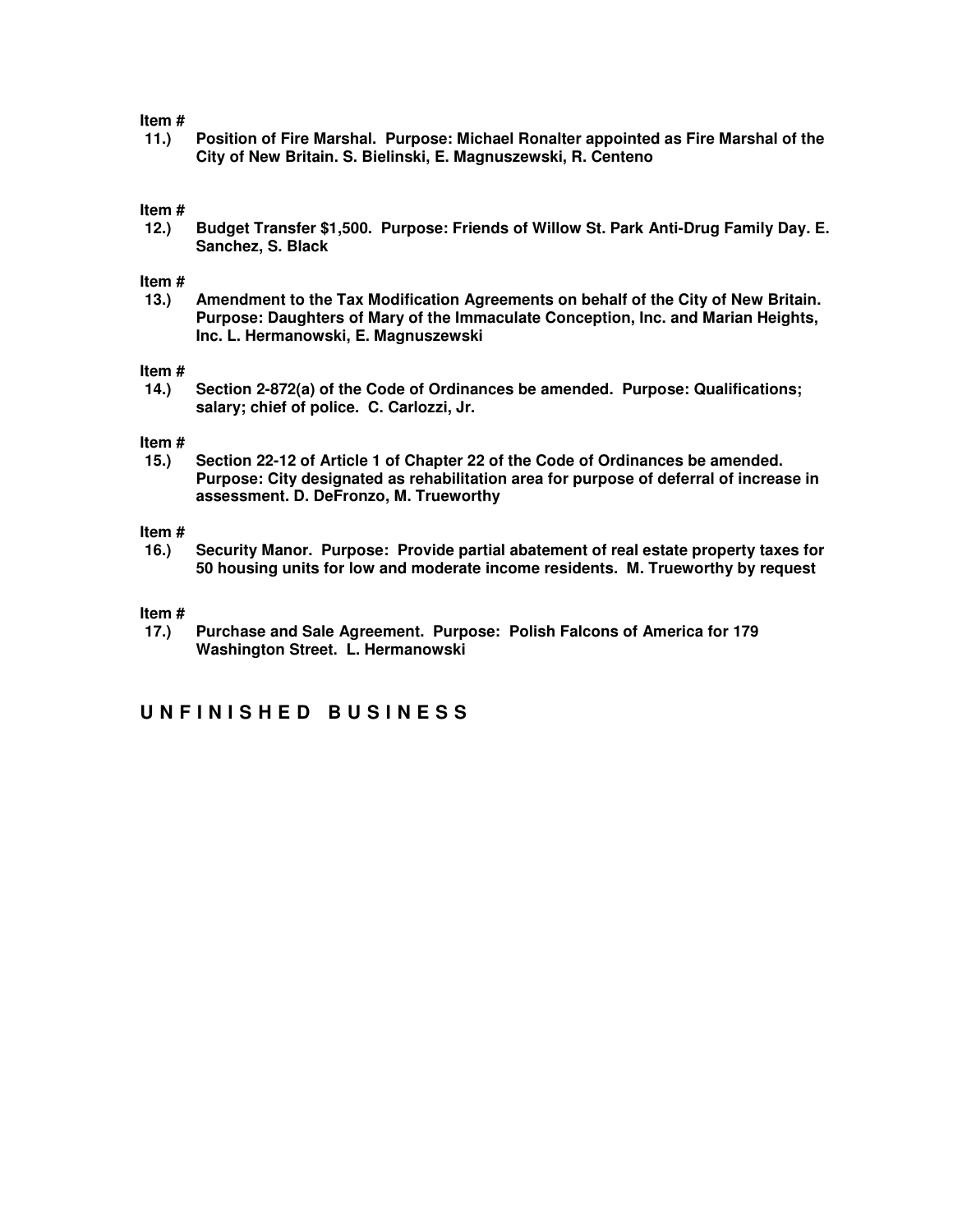**Item #**
**11.) Position of Fire Marshal. Purpose: Michael Ronalter appointed as Fire Marshal of the City of New Britain. S. Bielinski, E. Magnuszewski, R. Centeno**

**Item #**
**12.) Budget Transfer $1,500. Purpose: Friends of Willow St. Park Anti-Drug Family Day. E. Sanchez, S. Black**

**Item #**
**13.) Amendment to the Tax Modification Agreements on behalf of the City of New Britain. Purpose: Daughters of Mary of the Immaculate Conception, Inc. and Marian Heights, Inc. L. Hermanowski, E. Magnuszewski**

**Item #**
**14.) Section 2-872(a) of the Code of Ordinances be amended. Purpose: Qualifications; salary; chief of police. C. Carlozzi, Jr.**

**Item #**
**15.) Section 22-12 of Article 1 of Chapter 22 of the Code of Ordinances be amended. Purpose: City designated as rehabilitation area for purpose of deferral of increase in assessment. D. DeFronzo, M. Trueworthy**

**Item #**
**16.) Security Manor. Purpose: Provide partial abatement of real estate property taxes for 50 housing units for low and moderate income residents. M. Trueworthy by request**

**Item #**
**17.) Purchase and Sale Agreement. Purpose: Polish Falcons of America for 179 Washington Street. L. Hermanowski**

## U N F I N I S H E D  B U S I N E S S